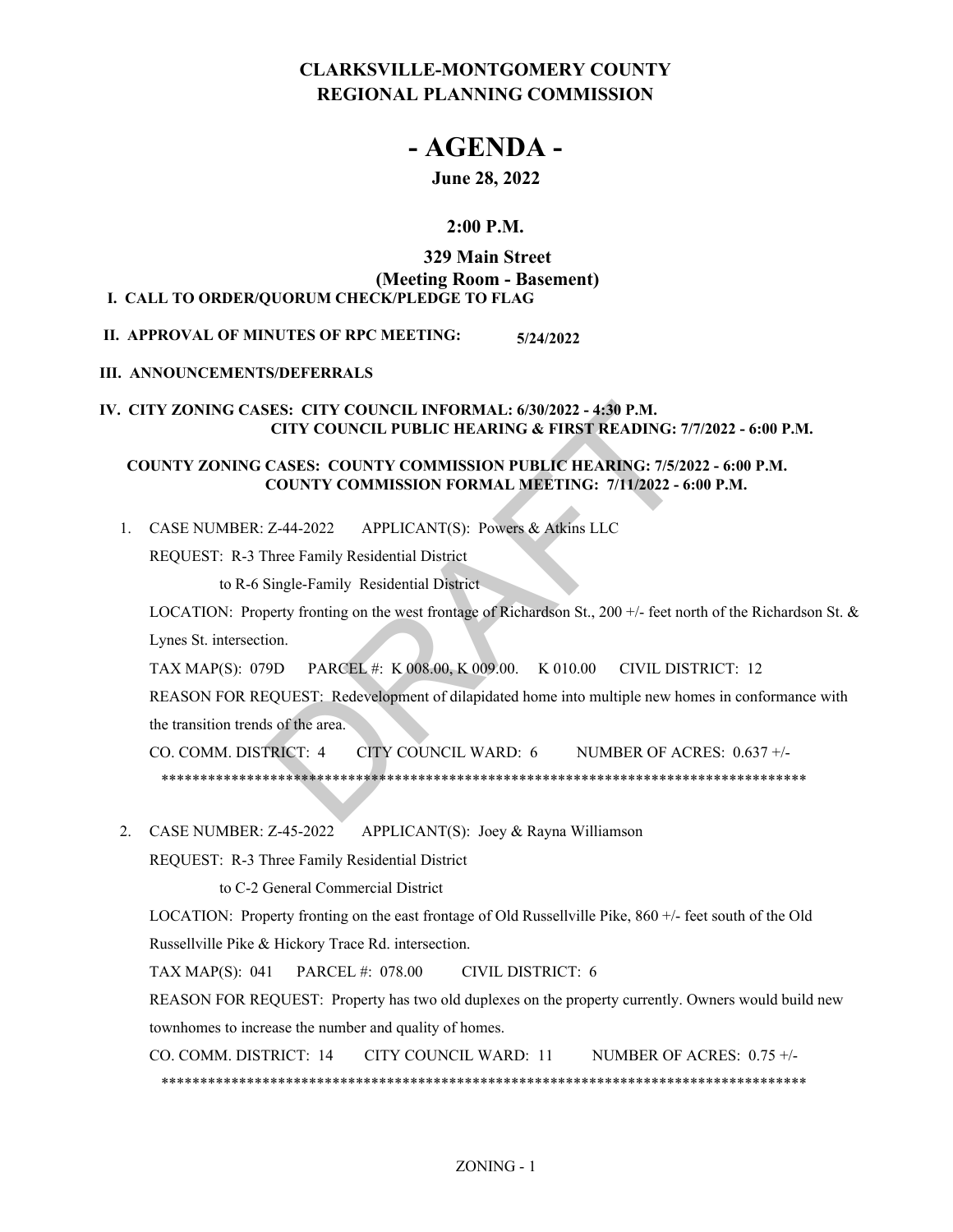# CLARKSVILLE-MONTGOMERY COUNTY REGIONAL PLANNING COMMISSION

# - AGENDA -

**June 28, 2022**

**2:00 P.M.**

**329 Main Street**
**(Meeting Room - Basement)**

**I. CALL TO ORDER/QUORUM CHECK/PLEDGE TO FLAG**

**II. APPROVAL OF MINUTES OF RPC MEETING: 5/24/2022**

**III. ANNOUNCEMENTS/DEFERRALS**

**IV. CITY ZONING CASES: CITY COUNCIL INFORMAL: 6/30/2022 - 4:30 P.M.**
**CITY COUNCIL PUBLIC HEARING & FIRST READING: 7/7/2022 - 6:00 P.M.**

**COUNTY ZONING CASES: COUNTY COMMISSION PUBLIC HEARING: 7/5/2022 - 6:00 P.M.**
**COUNTY COMMISSION FORMAL MEETING: 7/11/2022 - 6:00 P.M.**

1. CASE NUMBER: Z-44-2022 APPLICANT(S): Powers & Atkins LLC

   REQUEST: R-3 Three Family Residential District

   to R-6 Single-Family Residential District

   LOCATION: Property fronting on the west frontage of Richardson St., 200 +/- feet north of the Richardson St. & Lynes St. intersection.

   TAX MAP(S): 079D PARCEL #: K 008.00, K 009.00. K 010.00 CIVIL DISTRICT: 12

   REASON FOR REQUEST: Redevelopment of dilapidated home into multiple new homes in conformance with the transition trends of the area.

   CO. COMM. DISTRICT: 4 CITY COUNCIL WARD: 6 NUMBER OF ACRES: 0.637 +/-

   ************************************************************************************

2. CASE NUMBER: Z-45-2022 APPLICANT(S): Joey & Rayna Williamson

   REQUEST: R-3 Three Family Residential District

   to C-2 General Commercial District

   LOCATION: Property fronting on the east frontage of Old Russellville Pike, 860 +/- feet south of the Old Russellville Pike & Hickory Trace Rd. intersection.

   TAX MAP(S): 041 PARCEL #: 078.00 CIVIL DISTRICT: 6

   REASON FOR REQUEST: Property has two old duplexes on the property currently. Owners would build new townhomes to increase the number and quality of homes.

   CO. COMM. DISTRICT: 14 CITY COUNCIL WARD: 11 NUMBER OF ACRES: 0.75 +/-

   ************************************************************************************

ZONING - 1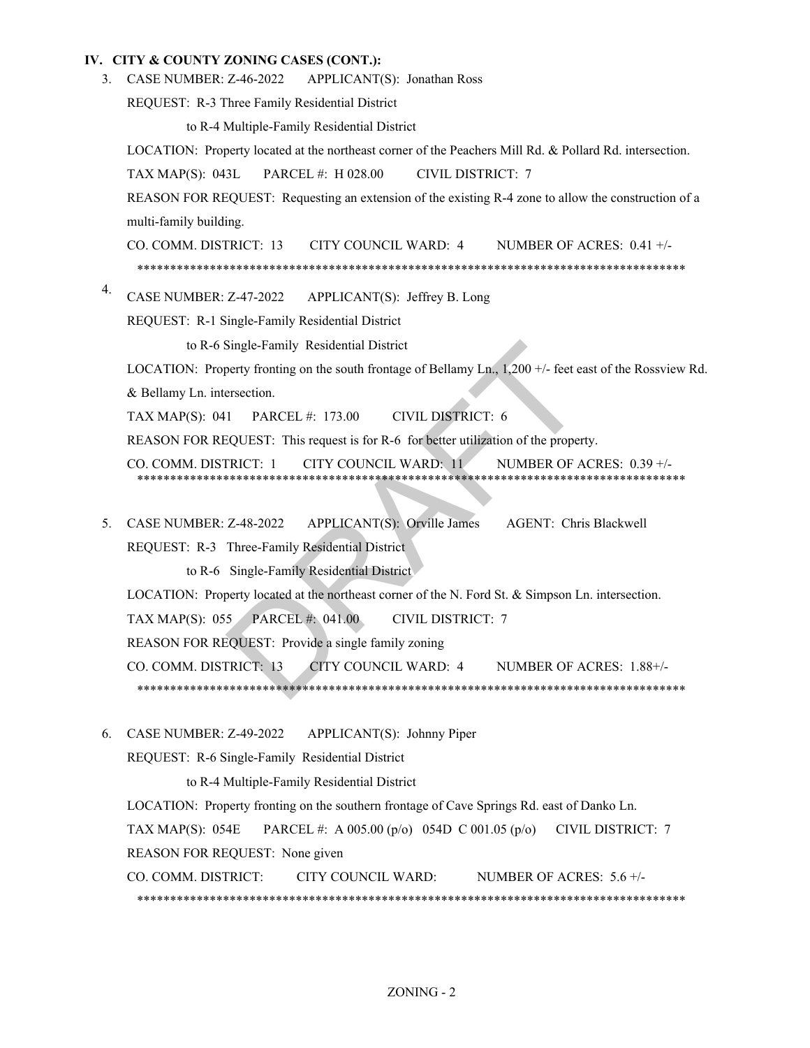## IV. CITY & COUNTY ZONING CASES (CONT.):

3. CASE NUMBER: Z-46-2022 APPLICANT(S): Jonathan Ross

   REQUEST: R-3 Three Family Residential District

   to R-4 Multiple-Family Residential District

   LOCATION: Property located at the northeast corner of the Peachers Mill Rd. & Pollard Rd. intersection.

   TAX MAP(S): 043L PARCEL #: H 028.00 CIVIL DISTRICT: 7

   REASON FOR REQUEST: Requesting an extension of the existing R-4 zone to allow the construction of a multi-family building.

   CO. COMM. DISTRICT: 13 CITY COUNCIL WARD: 4 NUMBER OF ACRES: 0.41 +/-

   ************************************************************************************

4. CASE NUMBER: Z-47-2022 APPLICANT(S): Jeffrey B. Long

   REQUEST: R-1 Single-Family Residential District

   to R-6 Single-Family Residential District

   LOCATION: Property fronting on the south frontage of Bellamy Ln., 1,200 +/- feet east of the Rossview Rd. & Bellamy Ln. intersection.

   TAX MAP(S): 041 PARCEL #: 173.00 CIVIL DISTRICT: 6

   REASON FOR REQUEST: This request is for R-6 for better utilization of the property.

   CO. COMM. DISTRICT: 1 CITY COUNCIL WARD: 11 NUMBER OF ACRES: 0.39 +/-

   ************************************************************************************

5. CASE NUMBER: Z-48-2022 APPLICANT(S): Orville James AGENT: Chris Blackwell

   REQUEST: R-3 Three-Family Residential District

   to R-6 Single-Family Residential District

   LOCATION: Property located at the northeast corner of the N. Ford St. & Simpson Ln. intersection.

   TAX MAP(S): 055 PARCEL #: 041.00 CIVIL DISTRICT: 7

   REASON FOR REQUEST: Provide a single family zoning

   CO. COMM. DISTRICT: 13 CITY COUNCIL WARD: 4 NUMBER OF ACRES: 1.88+/-

   ************************************************************************************

6. CASE NUMBER: Z-49-2022 APPLICANT(S): Johnny Piper

   REQUEST: R-6 Single-Family Residential District

   to R-4 Multiple-Family Residential District

   LOCATION: Property fronting on the southern frontage of Cave Springs Rd. east of Danko Ln.

   TAX MAP(S): 054E PARCEL #: A 005.00 (p/o) 054D C 001.05 (p/o) CIVIL DISTRICT: 7

   REASON FOR REQUEST: None given

   CO. COMM. DISTRICT: CITY COUNCIL WARD: NUMBER OF ACRES: 5.6 +/-

   ************************************************************************************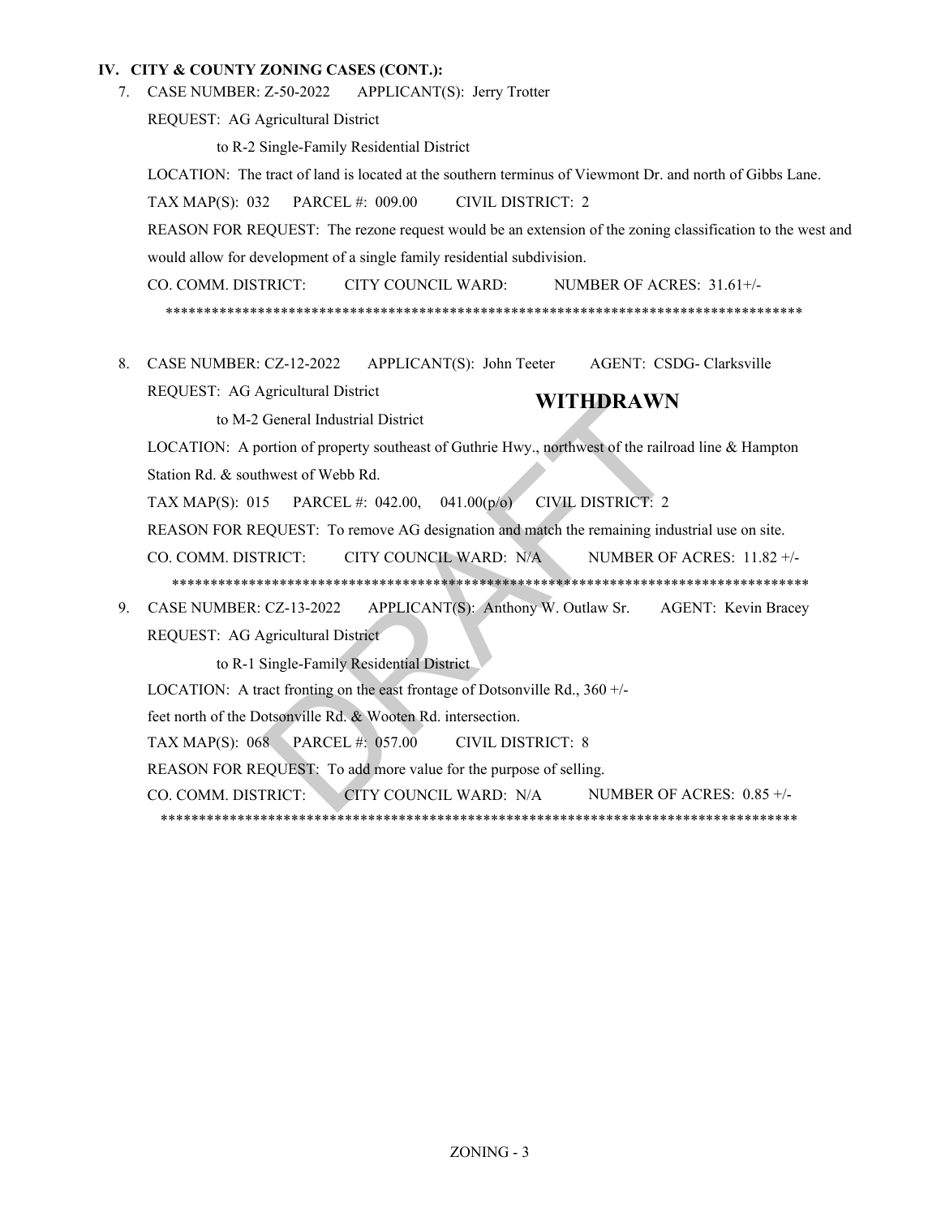## IV. CITY & COUNTY ZONING CASES (CONT.):

7. CASE NUMBER: Z-50-2022 APPLICANT(S): Jerry Trotter

   REQUEST: AG Agricultural District

   to R-2 Single-Family Residential District

   LOCATION: The tract of land is located at the southern terminus of Viewmont Dr. and north of Gibbs Lane.

   TAX MAP(S): 032 PARCEL #: 009.00 CIVIL DISTRICT: 2

   REASON FOR REQUEST: The rezone request would be an extension of the zoning classification to the west and would allow for development of a single family residential subdivision.

   CO. COMM. DISTRICT: CITY COUNCIL WARD: NUMBER OF ACRES: 31.61+/-

   ****************************************************************************************

8. CASE NUMBER: CZ-12-2022 APPLICANT(S): John Teeter AGENT: CSDG- Clarksville

   **WITHDRAWN**

   REQUEST: AG Agricultural District

   to M-2 General Industrial District

   LOCATION: A portion of property southeast of Guthrie Hwy., northwest of the railroad line & Hampton Station Rd. & southwest of Webb Rd.

   TAX MAP(S): 015 PARCEL #: 042.00, 041.00(p/o) CIVIL DISTRICT: 2

   REASON FOR REQUEST: To remove AG designation and match the remaining industrial use on site.

   CO. COMM. DISTRICT: CITY COUNCIL WARD: N/A NUMBER OF ACRES: 11.82 +/-

   ****************************************************************************************

9. CASE NUMBER: CZ-13-2022 APPLICANT(S): Anthony W. Outlaw Sr. AGENT: Kevin Bracey

   REQUEST: AG Agricultural District

   to R-1 Single-Family Residential District

   LOCATION: A tract fronting on the east frontage of Dotsonville Rd., 360 +/- feet north of the Dotsonville Rd. & Wooten Rd. intersection.

   TAX MAP(S): 068 PARCEL #: 057.00 CIVIL DISTRICT: 8

   REASON FOR REQUEST: To add more value for the purpose of selling.

   CO. COMM. DISTRICT: CITY COUNCIL WARD: N/A NUMBER OF ACRES: 0.85 +/-

   ****************************************************************************************

ZONING - 3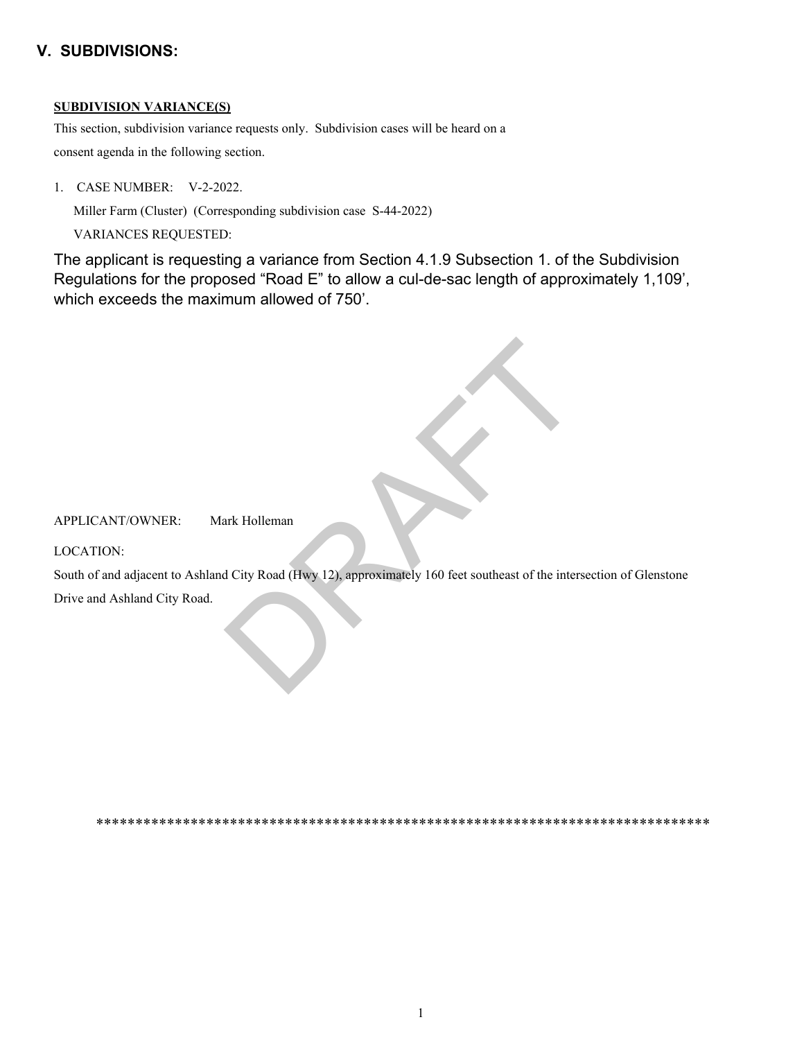## V. SUBDIVISIONS:

**SUBDIVISION VARIANCE(S)**

This section, subdivision variance requests only. Subdivision cases will be heard on a consent agenda in the following section.

1. CASE NUMBER: V-2-2022.

   Miller Farm (Cluster) (Corresponding subdivision case S-44-2022)

   VARIANCES REQUESTED:

The applicant is requesting a variance from Section 4.1.9 Subsection 1. of the Subdivision Regulations for the proposed "Road E" to allow a cul-de-sac length of approximately 1,109', which exceeds the maximum allowed of 750'.

APPLICANT/OWNER: Mark Holleman

LOCATION:

South of and adjacent to Ashland City Road (Hwy 12), approximately 160 feet southeast of the intersection of Glenstone Drive and Ashland City Road.

*******************************************************************************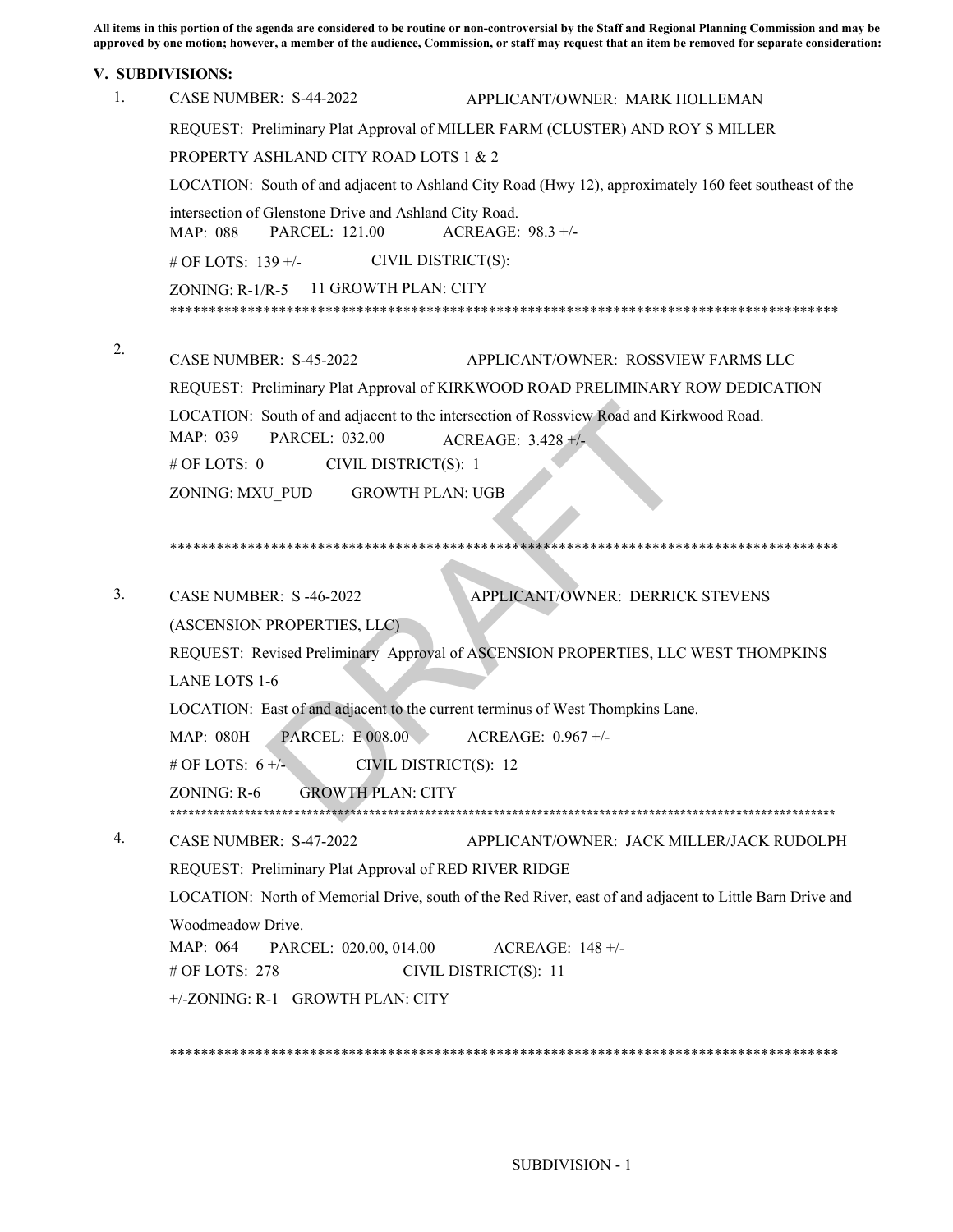**All items in this portion of the agenda are considered to be routine or non-controversial by the Staff and Regional Planning Commission and may be approved by one motion; however, a member of the audience, Commission, or staff may request that an item be removed for separate consideration:**

## V. SUBDIVISIONS:

1. CASE NUMBER: S-44-2022 APPLICANT/OWNER: MARK HOLLEMAN

   REQUEST: Preliminary Plat Approval of MILLER FARM (CLUSTER) AND ROY S MILLER PROPERTY ASHLAND CITY ROAD LOTS 1 & 2

   LOCATION: South of and adjacent to Ashland City Road (Hwy 12), approximately 160 feet southeast of the intersection of Glenstone Drive and Ashland City Road.

   MAP: 088 PARCEL: 121.00 ACREAGE: 98.3 +/-

   # OF LOTS: 139 +/- CIVIL DISTRICT(S):

   ZONING: R-1/R-5 11 GROWTH PLAN: CITY

   ******************************************************************************************

2. CASE NUMBER: S-45-2022 APPLICANT/OWNER: ROSSVIEW FARMS LLC

   REQUEST: Preliminary Plat Approval of KIRKWOOD ROAD PRELIMINARY ROW DEDICATION

   LOCATION: South of and adjacent to the intersection of Rossview Road and Kirkwood Road.

   MAP: 039 PARCEL: 032.00 ACREAGE: 3.428 +/-

   # OF LOTS: 0 CIVIL DISTRICT(S): 1

   ZONING: MXU_PUD GROWTH PLAN: UGB

   ******************************************************************************************

3. CASE NUMBER: S -46-2022 APPLICANT/OWNER: DERRICK STEVENS (ASCENSION PROPERTIES, LLC)

   REQUEST: Revised Preliminary Approval of ASCENSION PROPERTIES, LLC WEST THOMPKINS LANE LOTS 1-6

   LOCATION: East of and adjacent to the current terminus of West Thompkins Lane.

   MAP: 080H PARCEL: E 008.00 ACREAGE: 0.967 +/-

   # OF LOTS: 6 +/- CIVIL DISTRICT(S): 12

   ZONING: R-6 GROWTH PLAN: CITY

   ******************************************************************************************

4. CASE NUMBER: S-47-2022 APPLICANT/OWNER: JACK MILLER/JACK RUDOLPH

   REQUEST: Preliminary Plat Approval of RED RIVER RIDGE

   LOCATION: North of Memorial Drive, south of the Red River, east of and adjacent to Little Barn Drive and Woodmeadow Drive.

   MAP: 064 PARCEL: 020.00, 014.00 ACREAGE: 148 +/-

   # OF LOTS: 278 CIVIL DISTRICT(S): 11

   +/-ZONING: R-1 GROWTH PLAN: CITY

   ******************************************************************************************

SUBDIVISION - 1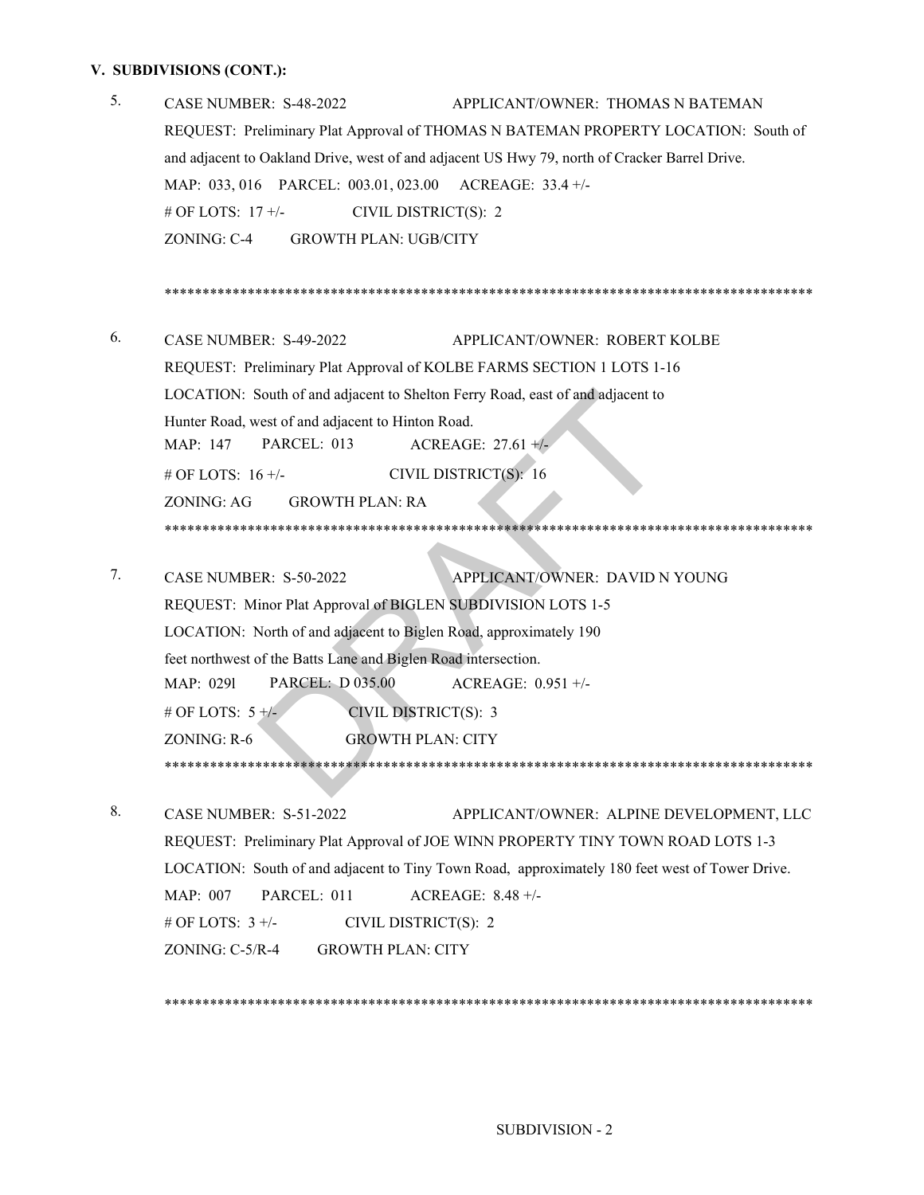**V. SUBDIVISIONS (CONT.):**

5. CASE NUMBER: S-48-2022 APPLICANT/OWNER: THOMAS N BATEMAN
   REQUEST: Preliminary Plat Approval of THOMAS N BATEMAN PROPERTY LOCATION: South of and adjacent to Oakland Drive, west of and adjacent US Hwy 79, north of Cracker Barrel Drive.
   MAP: 033, 016 PARCEL: 003.01, 023.00 ACREAGE: 33.4 +/-
   # OF LOTS: 17 +/- CIVIL DISTRICT(S): 2
   ZONING: C-4 GROWTH PLAN: UGB/CITY

*****************************************************************************************

6. CASE NUMBER: S-49-2022 APPLICANT/OWNER: ROBERT KOLBE
   REQUEST: Preliminary Plat Approval of KOLBE FARMS SECTION 1 LOTS 1-16
   LOCATION: South of and adjacent to Shelton Ferry Road, east of and adjacent to Hunter Road, west of and adjacent to Hinton Road.
   MAP: 147 PARCEL: 013 ACREAGE: 27.61 +/-
   # OF LOTS: 16 +/- CIVIL DISTRICT(S): 16
   ZONING: AG GROWTH PLAN: RA

*****************************************************************************************

7. CASE NUMBER: S-50-2022 APPLICANT/OWNER: DAVID N YOUNG
   REQUEST: Minor Plat Approval of BIGLEN SUBDIVISION LOTS 1-5
   LOCATION: North of and adjacent to Biglen Road, approximately 190 feet northwest of the Batts Lane and Biglen Road intersection.
   MAP: 029l PARCEL: D 035.00 ACREAGE: 0.951 +/-
   # OF LOTS: 5 +/- CIVIL DISTRICT(S): 3
   ZONING: R-6 GROWTH PLAN: CITY

*****************************************************************************************

8. CASE NUMBER: S-51-2022 APPLICANT/OWNER: ALPINE DEVELOPMENT, LLC
   REQUEST: Preliminary Plat Approval of JOE WINN PROPERTY TINY TOWN ROAD LOTS 1-3
   LOCATION: South of and adjacent to Tiny Town Road, approximately 180 feet west of Tower Drive.
   MAP: 007 PARCEL: 011 ACREAGE: 8.48 +/-
   # OF LOTS: 3 +/- CIVIL DISTRICT(S): 2
   ZONING: C-5/R-4 GROWTH PLAN: CITY

*****************************************************************************************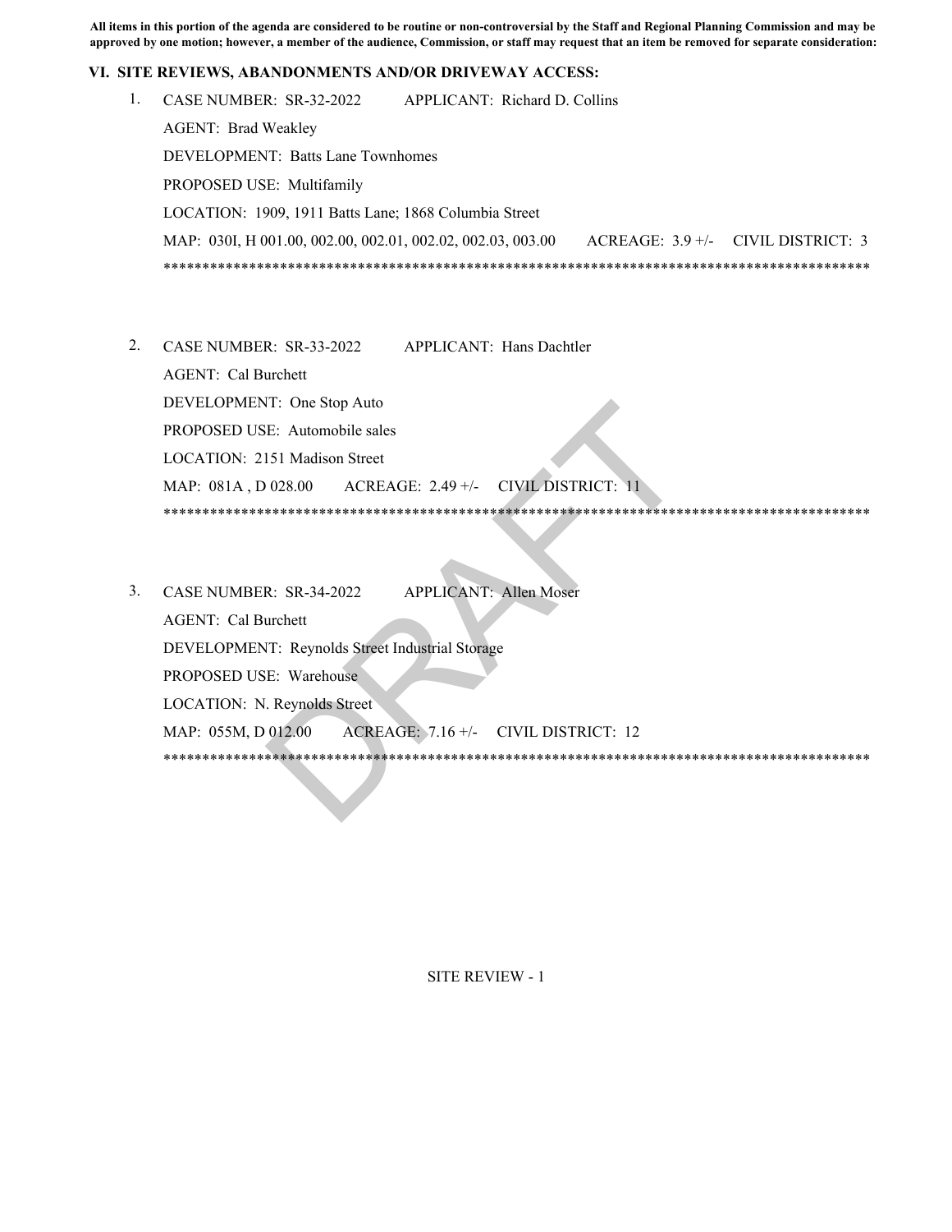**All items in this portion of the agenda are considered to be routine or non-controversial by the Staff and Regional Planning Commission and may be approved by one motion; however, a member of the audience, Commission, or staff may request that an item be removed for separate consideration:**

## VI. SITE REVIEWS, ABANDONMENTS AND/OR DRIVEWAY ACCESS:

1. CASE NUMBER: SR-32-2022 APPLICANT: Richard D. Collins

   AGENT: Brad Weakley

   DEVELOPMENT: Batts Lane Townhomes

   PROPOSED USE: Multifamily

   LOCATION: 1909, 1911 Batts Lane; 1868 Columbia Street

   MAP: 030I, H 001.00, 002.00, 002.01, 002.02, 002.03, 003.00 ACREAGE: 3.9 +/- CIVIL DISTRICT: 3

   ******************************************************************************************

2. CASE NUMBER: SR-33-2022 APPLICANT: Hans Dachtler

   AGENT: Cal Burchett

   DEVELOPMENT: One Stop Auto

   PROPOSED USE: Automobile sales

   LOCATION: 2151 Madison Street

   MAP: 081A , D 028.00 ACREAGE: 2.49 +/- CIVIL DISTRICT: 11

   ******************************************************************************************

3. CASE NUMBER: SR-34-2022 APPLICANT: Allen Moser

   AGENT: Cal Burchett

   DEVELOPMENT: Reynolds Street Industrial Storage

   PROPOSED USE: Warehouse

   LOCATION: N. Reynolds Street

   MAP: 055M, D 012.00 ACREAGE: 7.16 +/- CIVIL DISTRICT: 12

   ******************************************************************************************

SITE REVIEW - 1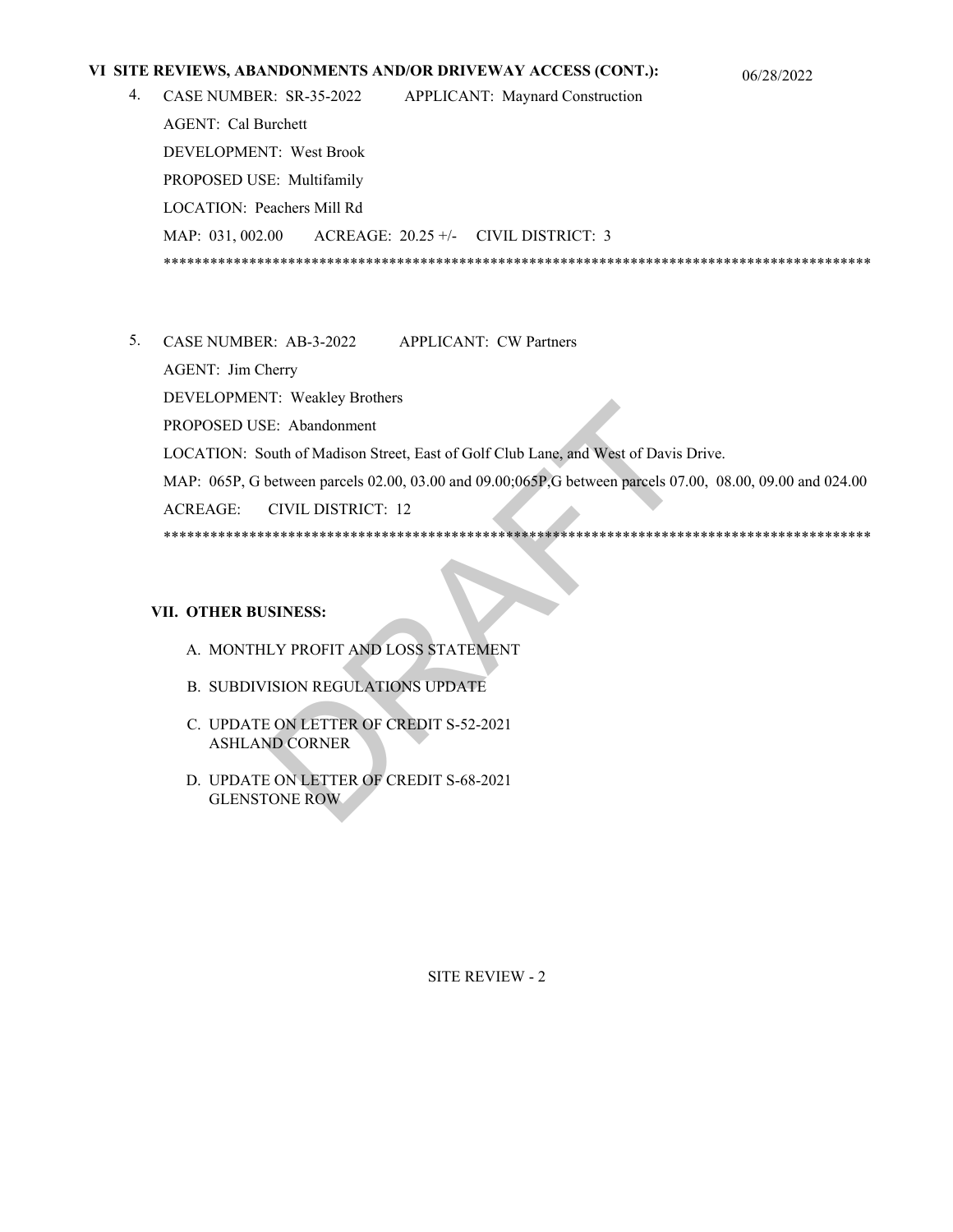## VI SITE REVIEWS, ABANDONMENTS AND/OR DRIVEWAY ACCESS (CONT.):

06/28/2022

4. CASE NUMBER: SR-35-2022 APPLICANT: Maynard Construction
   AGENT: Cal Burchett
   DEVELOPMENT: West Brook
   PROPOSED USE: Multifamily
   LOCATION: Peachers Mill Rd
   MAP: 031, 002.00 ACREAGE: 20.25 +/- CIVIL DISTRICT: 3

********************************************************************************************

5. CASE NUMBER: AB-3-2022 APPLICANT: CW Partners
   AGENT: Jim Cherry
   DEVELOPMENT: Weakley Brothers
   PROPOSED USE: Abandonment
   LOCATION: South of Madison Street, East of Golf Club Lane, and West of Davis Drive.
   MAP: 065P, G between parcels 02.00, 03.00 and 09.00;065P,G between parcels 07.00, 08.00, 09.00 and 024.00
   ACREAGE: CIVIL DISTRICT: 12

********************************************************************************************

## VII. OTHER BUSINESS:

A. MONTHLY PROFIT AND LOSS STATEMENT

B. SUBDIVISION REGULATIONS UPDATE

C. UPDATE ON LETTER OF CREDIT S-52-2021
   ASHLAND CORNER

D. UPDATE ON LETTER OF CREDIT S-68-2021
   GLENSTONE ROW

SITE REVIEW - 2